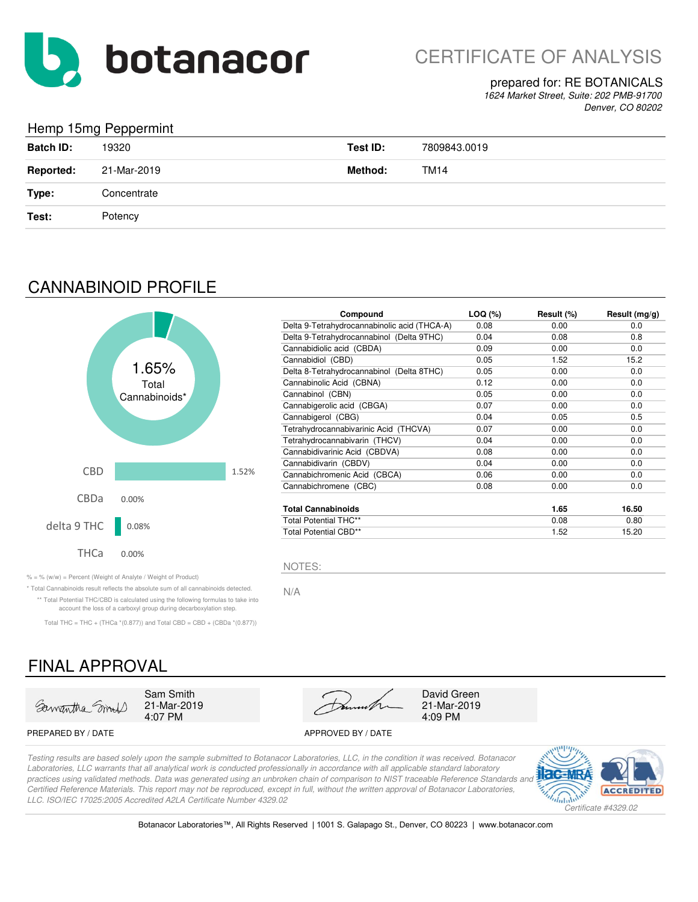botanacor

# CERTIFICATE OF ANALYSIS

prepared for: RE BOTANICALS
*1624 Market Street, Suite: 202 PMB-91700*
*Denver, CO 80202*

## Hemp 15mg Peppermint

| | | | |
|---|---|---|---|
| **Batch ID:** | 19320 | **Test ID:** | 7809843.0019 |
| **Reported:** | 21-Mar-2019 | **Method:** | TM14 |
| **Type:** | Concentrate | | |
| **Test:** | Potency | | |

## CANNABINOID PROFILE

1.65% Total Cannabinoids*

| | |
|---|---|
| CBD | 1.52% |
| CBDa | 0.00% |
| delta 9 THC | 0.08% |
| THCa | 0.00% |

| Compound | LOQ (%) | Result (%) | Result (mg/g) |
|---|---|---|---|
| Delta 9-Tetrahydrocannabinolic acid (THCA-A) | 0.08 | 0.00 | 0.0 |
| Delta 9-Tetrahydrocannabinol (Delta 9THC) | 0.04 | 0.08 | 0.8 |
| Cannabidiolic acid (CBDA) | 0.09 | 0.00 | 0.0 |
| Cannabidiol (CBD) | 0.05 | 1.52 | 15.2 |
| Delta 8-Tetrahydrocannabinol (Delta 8THC) | 0.05 | 0.00 | 0.0 |
| Cannabinolic Acid (CBNA) | 0.12 | 0.00 | 0.0 |
| Cannabinol (CBN) | 0.05 | 0.00 | 0.0 |
| Cannabigerolic acid (CBGA) | 0.07 | 0.00 | 0.0 |
| Cannabigerol (CBG) | 0.04 | 0.05 | 0.5 |
| Tetrahydrocannabivarinic Acid (THCVA) | 0.07 | 0.00 | 0.0 |
| Tetrahydrocannabivarin (THCV) | 0.04 | 0.00 | 0.0 |
| Cannabidivarinic Acid (CBDVA) | 0.08 | 0.00 | 0.0 |
| Cannabidivarin (CBDV) | 0.04 | 0.00 | 0.0 |
| Cannabichromenic Acid (CBCA) | 0.06 | 0.00 | 0.0 |
| Cannabichromene (CBC) | 0.08 | 0.00 | 0.0 |
| **Total Cannabinoids** | | **1.65** | **16.50** |
| Total Potential THC** | | 0.08 | 0.80 |
| Total Potential CBD** | | 1.52 | 15.20 |

% = % (w/w) = Percent (Weight of Analyte / Weight of Product)

* Total Cannabinoids result reflects the absolute sum of all cannabinoids detected.

** Total Potential THC/CBD is calculated using the following formulas to take into account the loss of a carboxyl group during decarboxylation step.

Total THC = THC + (THCa *(0.877)) and Total CBD = CBD + (CBDa *(0.877))

NOTES:

N/A

## FINAL APPROVAL

| | |
|---|---|
| Sam Smith<br>21-Mar-2019<br>4:07 PM | David Green<br>21-Mar-2019<br>4:09 PM |
| PREPARED BY / DATE | APPROVED BY / DATE |

*Testing results are based solely upon the sample submitted to Botanacor Laboratories, LLC, in the condition it was received. Botanacor Laboratories, LLC warrants that all analytical work is conducted professionally in accordance with all applicable standard laboratory practices using validated methods. Data was generated using an unbroken chain of comparison to NIST traceable Reference Standards and Certified Reference Materials. This report may not be reproduced, except in full, without the written approval of Botanacor Laboratories, LLC. ISO/IEC 17025:2005 Accredited A2LA Certificate Number 4329.02*

ilac-MRA A2LA ACCREDITED *Certificate #4329.02*

Botanacor Laboratories™, All Rights Reserved | 1001 S. Galapago St., Denver, CO 80223 | www.botanacor.com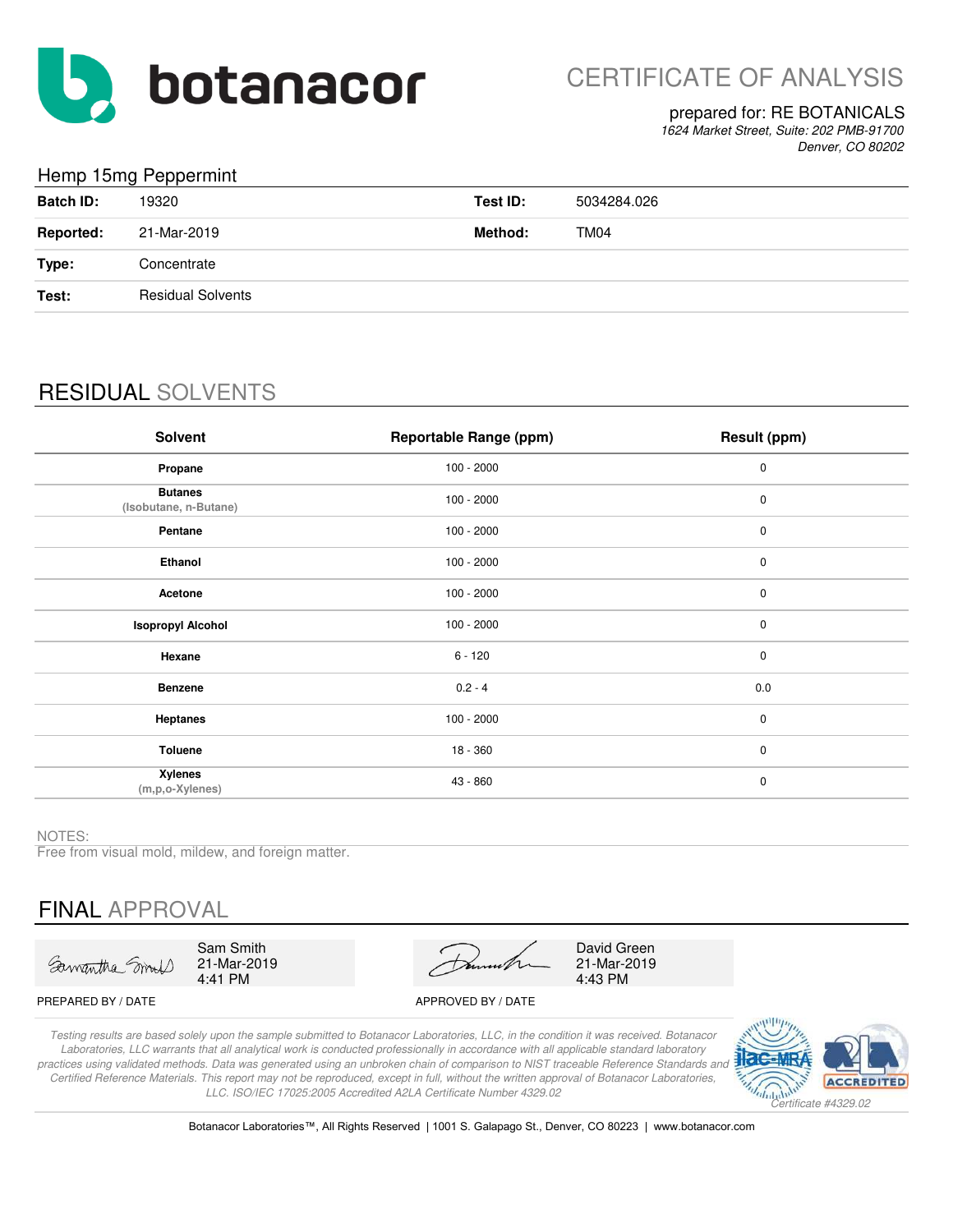# botanacor

## CERTIFICATE OF ANALYSIS

prepared for: RE BOTANICALS

*1624 Market Street, Suite: 202 PMB-91700*
*Denver, CO 80202*

### Hemp 15mg Peppermint

| | | | |
|---|---|---|---|
| **Batch ID:** | 19320 | **Test ID:** | 5034284.026 |
| **Reported:** | 21-Mar-2019 | **Method:** | TM04 |
| **Type:** | Concentrate | | |
| **Test:** | Residual Solvents | | |

## RESIDUAL SOLVENTS

| Solvent | Reportable Range (ppm) | Result (ppm) |
|---|---|---|
| **Propane** | 100 - 2000 | 0 |
| **Butanes** (Isobutane, n-Butane) | 100 - 2000 | 0 |
| **Pentane** | 100 - 2000 | 0 |
| **Ethanol** | 100 - 2000 | 0 |
| **Acetone** | 100 - 2000 | 0 |
| **Isopropyl Alcohol** | 100 - 2000 | 0 |
| **Hexane** | 6 - 120 | 0 |
| **Benzene** | 0.2 - 4 | 0.0 |
| **Heptanes** | 100 - 2000 | 0 |
| **Toluene** | 18 - 360 | 0 |
| **Xylenes** (m,p,o-Xylenes) | 43 - 860 | 0 |

NOTES:
Free from visual mold, mildew, and foreign matter.

## FINAL APPROVAL

Sam Smith
21-Mar-2019
4:41 PM

PREPARED BY / DATE

David Green
21-Mar-2019
4:43 PM

APPROVED BY / DATE

*Testing results are based solely upon the sample submitted to Botanacor Laboratories, LLC, in the condition it was received. Botanacor Laboratories, LLC warrants that all analytical work is conducted professionally in accordance with all applicable standard laboratory practices using validated methods. Data was generated using an unbroken chain of comparison to NIST traceable Reference Standards and Certified Reference Materials. This report may not be reproduced, except in full, without the written approval of Botanacor Laboratories, LLC. ISO/IEC 17025:2005 Accredited A2LA Certificate Number 4329.02*

*Certificate #4329.02*

Botanacor Laboratories™, All Rights Reserved | 1001 S. Galapago St., Denver, CO 80223 | www.botanacor.com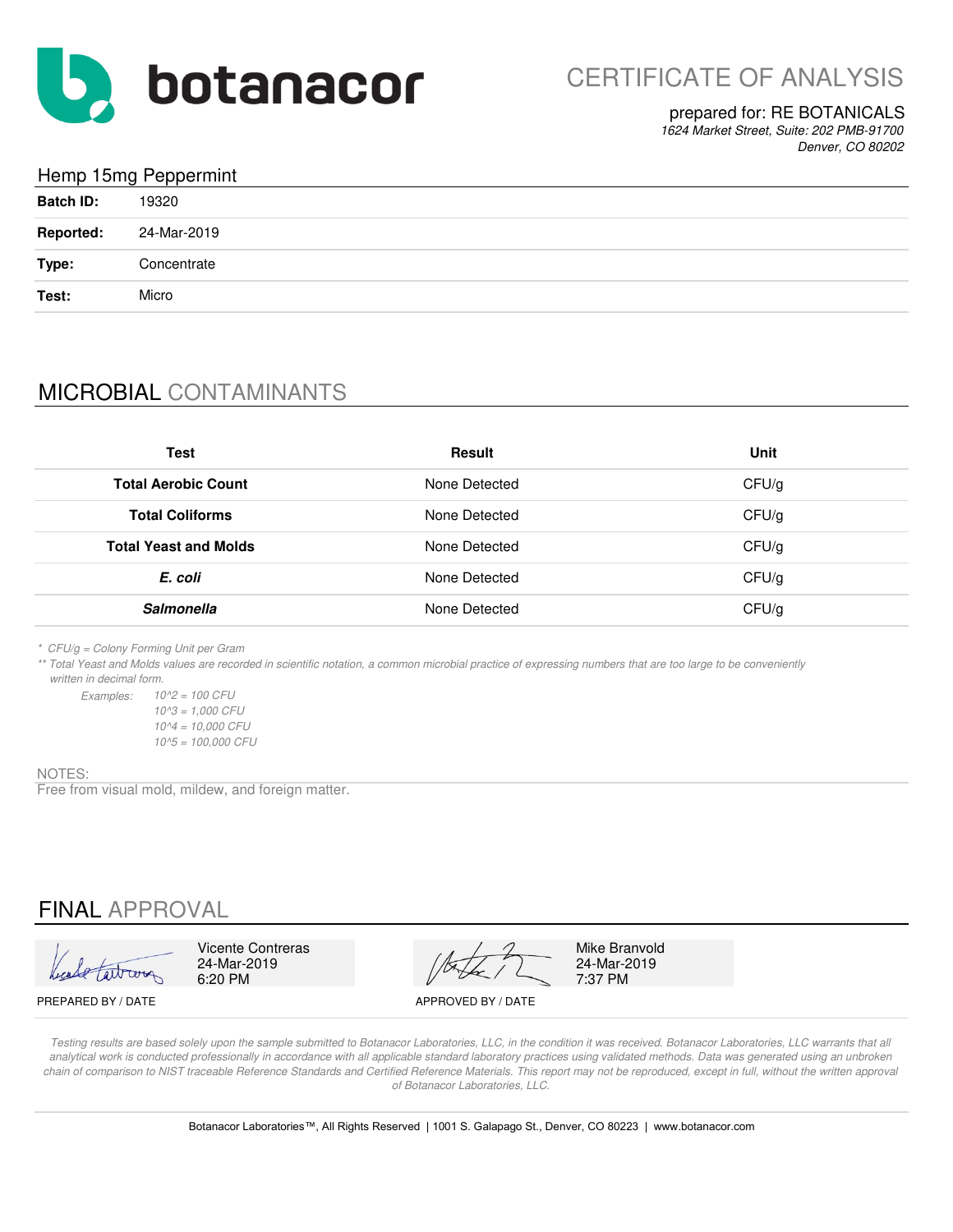# botanacor

## CERTIFICATE OF ANALYSIS

prepared for: RE BOTANICALS
*1624 Market Street, Suite: 202 PMB-91700*
*Denver, CO 80202*

### Hemp 15mg Peppermint

| | |
|---|---|
| **Batch ID:** | 19320 |
| **Reported:** | 24-Mar-2019 |
| **Type:** | Concentrate |
| **Test:** | Micro |

## MICROBIAL CONTAMINANTS

| Test | Result | Unit |
|---|---|---|
| **Total Aerobic Count** | None Detected | CFU/g |
| **Total Coliforms** | None Detected | CFU/g |
| **Total Yeast and Molds** | None Detected | CFU/g |
| ***E. coli*** | None Detected | CFU/g |
| ***Salmonella*** | None Detected | CFU/g |

*\* CFU/g = Colony Forming Unit per Gram*
*\*\* Total Yeast and Molds values are recorded in scientific notation, a common microbial practice of expressing numbers that are too large to be conveniently written in decimal form.*

*Examples:*
*10^2 = 100 CFU*
*10^3 = 1,000 CFU*
*10^4 = 10,000 CFU*
*10^5 = 100,000 CFU*

NOTES:
Free from visual mold, mildew, and foreign matter.

## FINAL APPROVAL

Vicente Contreras
24-Mar-2019
6:20 PM

PREPARED BY / DATE

Mike Branvold
24-Mar-2019
7:37 PM

APPROVED BY / DATE

*Testing results are based solely upon the sample submitted to Botanacor Laboratories, LLC, in the condition it was received. Botanacor Laboratories, LLC warrants that all analytical work is conducted professionally in accordance with all applicable standard laboratory practices using validated methods. Data was generated using an unbroken chain of comparison to NIST traceable Reference Standards and Certified Reference Materials. This report may not be reproduced, except in full, without the written approval of Botanacor Laboratories, LLC.*

Botanacor Laboratories™, All Rights Reserved | 1001 S. Galapago St., Denver, CO 80223 | www.botanacor.com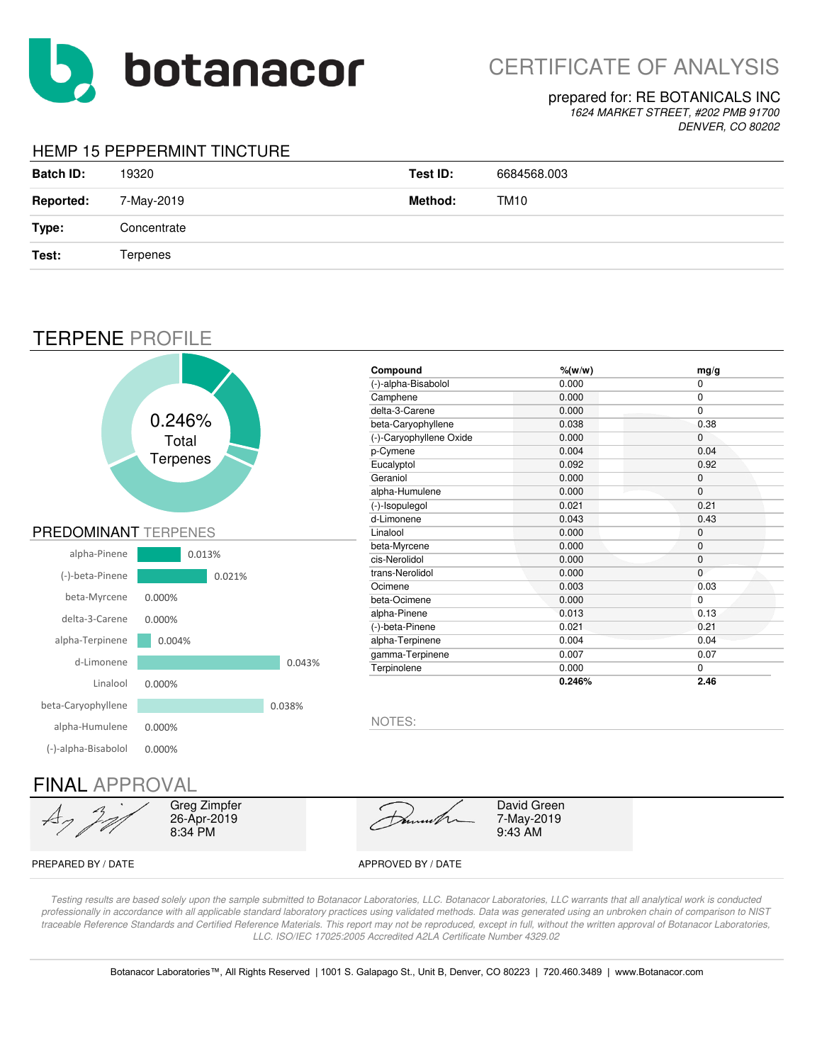botanacor

# CERTIFICATE OF ANALYSIS

prepared for: RE BOTANICALS INC
*1624 MARKET STREET, #202 PMB 91700*
*DENVER, CO 80202*

## HEMP 15 PEPPERMINT TINCTURE

| | | | |
|---|---|---|---|
| **Batch ID:** | 19320 | **Test ID:** | 6684568.003 |
| **Reported:** | 7-May-2019 | **Method:** | TM10 |
| **Type:** | Concentrate | | |
| **Test:** | Terpenes | | |

## TERPENE PROFILE

0.246% Total Terpenes

### PREDOMINANT TERPENES

| Terpene | % |
|---|---|
| alpha-Pinene | 0.013% |
| (-)-beta-Pinene | 0.021% |
| beta-Myrcene | 0.000% |
| delta-3-Carene | 0.000% |
| alpha-Terpinene | 0.004% |
| d-Limonene | 0.043% |
| Linalool | 0.000% |
| beta-Caryophyllene | 0.038% |
| alpha-Humulene | 0.000% |
| (-)-alpha-Bisabolol | 0.000% |

| Compound | %(w/w) | mg/g |
|---|---|---|
| (-)-alpha-Bisabolol | 0.000 | 0 |
| Camphene | 0.000 | 0 |
| delta-3-Carene | 0.000 | 0 |
| beta-Caryophyllene | 0.038 | 0.38 |
| (-)-Caryophyllene Oxide | 0.000 | 0 |
| p-Cymene | 0.004 | 0.04 |
| Eucalyptol | 0.092 | 0.92 |
| Geraniol | 0.000 | 0 |
| alpha-Humulene | 0.000 | 0 |
| (-)-Isopulegol | 0.021 | 0.21 |
| d-Limonene | 0.043 | 0.43 |
| Linalool | 0.000 | 0 |
| beta-Myrcene | 0.000 | 0 |
| cis-Nerolidol | 0.000 | 0 |
| trans-Nerolidol | 0.000 | 0 |
| Ocimene | 0.003 | 0.03 |
| beta-Ocimene | 0.000 | 0 |
| alpha-Pinene | 0.013 | 0.13 |
| (-)-beta-Pinene | 0.021 | 0.21 |
| alpha-Terpinene | 0.004 | 0.04 |
| gamma-Terpinene | 0.007 | 0.07 |
| Terpinolene | 0.000 | 0 |
| | **0.246%** | **2.46** |

NOTES:

## FINAL APPROVAL

| PREPARED BY / DATE | APPROVED BY / DATE |
|---|---|
| Greg Zimpfer<br>26-Apr-2019<br>8:34 PM | David Green<br>7-May-2019<br>9:43 AM |

*Testing results are based solely upon the sample submitted to Botanacor Laboratories, LLC. Botanacor Laboratories, LLC warrants that all analytical work is conducted professionally in accordance with all applicable standard laboratory practices using validated methods. Data was generated using an unbroken chain of comparison to NIST traceable Reference Standards and Certified Reference Materials. This report may not be reproduced, except in full, without the written approval of Botanacor Laboratories, LLC. ISO/IEC 17025:2005 Accredited A2LA Certificate Number 4329.02*

Botanacor Laboratories™, All Rights Reserved | 1001 S. Galapago St., Unit B, Denver, CO 80223 | 720.460.3489 | www.Botanacor.com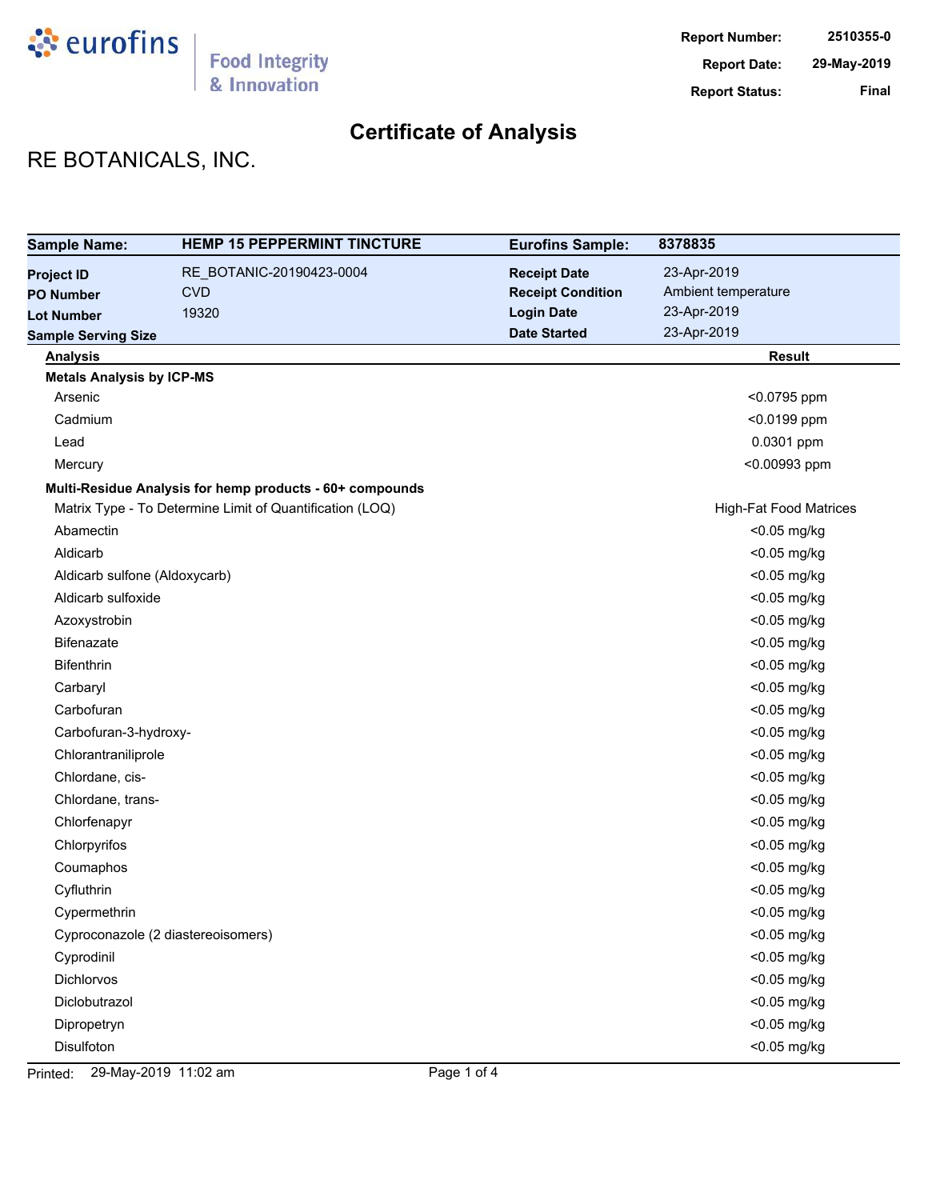eurofins | Food Integrity & Innovation

**Report Number:** 2510355-0
**Report Date:** 29-May-2019
**Report Status:** Final

# Certificate of Analysis

## RE BOTANICALS, INC.

| **Sample Name:** | **HEMP 15 PEPPERMINT TINCTURE** | **Eurofins Sample:** | **8378835** |
|---|---|---|---|
| **Project ID** | RE_BOTANIC-20190423-0004 | **Receipt Date** | 23-Apr-2019 |
| **PO Number** | CVD | **Receipt Condition** | Ambient temperature |
| **Lot Number** | 19320 | **Login Date** | 23-Apr-2019 |
| **Sample Serving Size** | | **Date Started** | 23-Apr-2019 |

| Analysis | Result |
|---|---|
| **Metals Analysis by ICP-MS** | |
| Arsenic | <0.0795 ppm |
| Cadmium | <0.0199 ppm |
| Lead | 0.0301 ppm |
| Mercury | <0.00993 ppm |
| **Multi-Residue Analysis for hemp products - 60+ compounds** | |
| Matrix Type - To Determine Limit of Quantification (LOQ) | High-Fat Food Matrices |
| Abamectin | <0.05 mg/kg |
| Aldicarb | <0.05 mg/kg |
| Aldicarb sulfone (Aldoxycarb) | <0.05 mg/kg |
| Aldicarb sulfoxide | <0.05 mg/kg |
| Azoxystrobin | <0.05 mg/kg |
| Bifenazate | <0.05 mg/kg |
| Bifenthrin | <0.05 mg/kg |
| Carbaryl | <0.05 mg/kg |
| Carbofuran | <0.05 mg/kg |
| Carbofuran-3-hydroxy- | <0.05 mg/kg |
| Chlorantraniliprole | <0.05 mg/kg |
| Chlordane, cis- | <0.05 mg/kg |
| Chlordane, trans- | <0.05 mg/kg |
| Chlorfenapyr | <0.05 mg/kg |
| Chlorpyrifos | <0.05 mg/kg |
| Coumaphos | <0.05 mg/kg |
| Cyfluthrin | <0.05 mg/kg |
| Cypermethrin | <0.05 mg/kg |
| Cyproconazole (2 diastereoisomers) | <0.05 mg/kg |
| Cyprodinil | <0.05 mg/kg |
| Dichlorvos | <0.05 mg/kg |
| Diclobutrazol | <0.05 mg/kg |
| Dipropetryn | <0.05 mg/kg |
| Disulfoton | <0.05 mg/kg |

Printed: 29-May-2019 11:02 am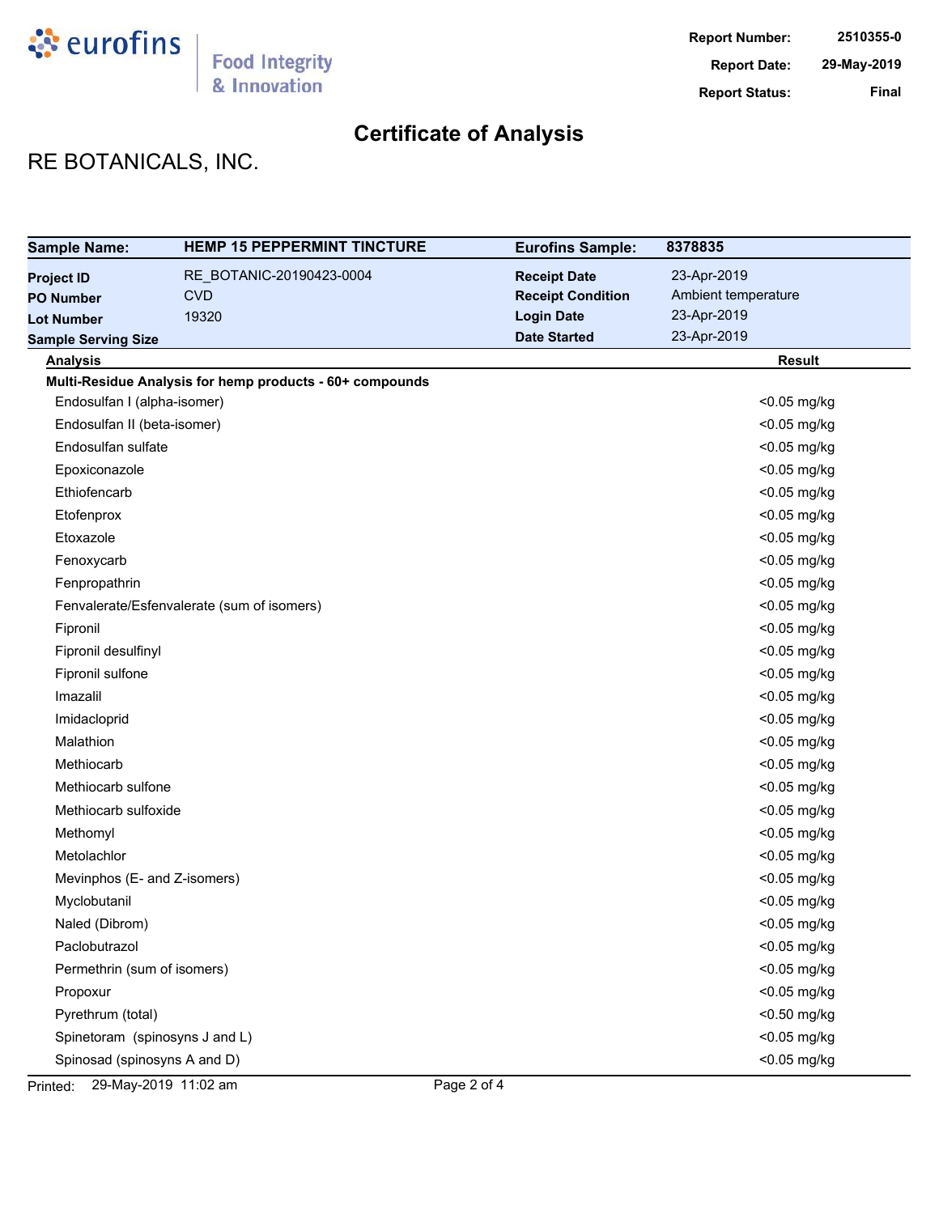Report Number: 2510355-0
Report Date: 29-May-2019
Report Status: Final

# Certificate of Analysis

## RE BOTANICALS, INC.

| Sample Name: | HEMP 15 PEPPERMINT TINCTURE | Eurofins Sample: | 8378835 |
|---|---|---|---|
| Project ID | RE_BOTANIC-20190423-0004 | Receipt Date | 23-Apr-2019 |
| PO Number | CVD | Receipt Condition | Ambient temperature |
| Lot Number | 19320 | Login Date | 23-Apr-2019 |
| Sample Serving Size | | Date Started | 23-Apr-2019 |

| Analysis | Result |
|---|---|
| **Multi-Residue Analysis for hemp products - 60+ compounds** | |
| Endosulfan I (alpha-isomer) | <0.05 mg/kg |
| Endosulfan II (beta-isomer) | <0.05 mg/kg |
| Endosulfan sulfate | <0.05 mg/kg |
| Epoxiconazole | <0.05 mg/kg |
| Ethiofencarb | <0.05 mg/kg |
| Etofenprox | <0.05 mg/kg |
| Etoxazole | <0.05 mg/kg |
| Fenoxycarb | <0.05 mg/kg |
| Fenpropathrin | <0.05 mg/kg |
| Fenvalerate/Esfenvalerate (sum of isomers) | <0.05 mg/kg |
| Fipronil | <0.05 mg/kg |
| Fipronil desulfinyl | <0.05 mg/kg |
| Fipronil sulfone | <0.05 mg/kg |
| Imazalil | <0.05 mg/kg |
| Imidacloprid | <0.05 mg/kg |
| Malathion | <0.05 mg/kg |
| Methiocarb | <0.05 mg/kg |
| Methiocarb sulfone | <0.05 mg/kg |
| Methiocarb sulfoxide | <0.05 mg/kg |
| Methomyl | <0.05 mg/kg |
| Metolachlor | <0.05 mg/kg |
| Mevinphos (E- and Z-isomers) | <0.05 mg/kg |
| Myclobutanil | <0.05 mg/kg |
| Naled (Dibrom) | <0.05 mg/kg |
| Paclobutrazol | <0.05 mg/kg |
| Permethrin (sum of isomers) | <0.05 mg/kg |
| Propoxur | <0.05 mg/kg |
| Pyrethrum (total) | <0.50 mg/kg |
| Spinetoram (spinosyns J and L) | <0.05 mg/kg |
| Spinosad (spinosyns A and D) | <0.05 mg/kg |

Printed: 29-May-2019 11:02 am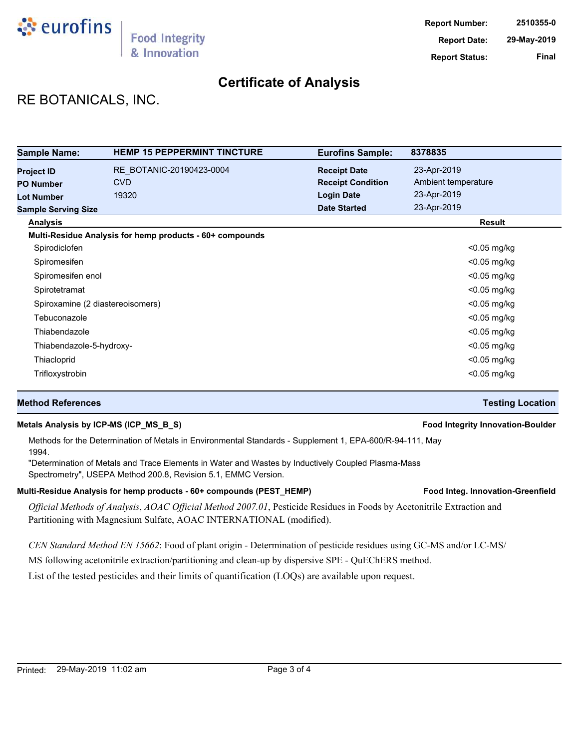**Report Number:** 2510355-0
**Report Date:** 29-May-2019
**Report Status:** Final

# Certificate of Analysis

## RE BOTANICALS, INC.

| Sample Name: | HEMP 15 PEPPERMINT TINCTURE | Eurofins Sample: | 8378835 |
|---|---|---|---|
| Project ID | RE_BOTANIC-20190423-0004 | Receipt Date | 23-Apr-2019 |
| PO Number | CVD | Receipt Condition | Ambient temperature |
| Lot Number | 19320 | Login Date | 23-Apr-2019 |
| Sample Serving Size | | Date Started | 23-Apr-2019 |

| Analysis | Result |
|---|---|
| **Multi-Residue Analysis for hemp products - 60+ compounds** | |
| Spirodiclofen | <0.05 mg/kg |
| Spiromesifen | <0.05 mg/kg |
| Spiromesifen enol | <0.05 mg/kg |
| Spirotetramat | <0.05 mg/kg |
| Spiroxamine (2 diastereoisomers) | <0.05 mg/kg |
| Tebuconazole | <0.05 mg/kg |
| Thiabendazole | <0.05 mg/kg |
| Thiabendazole-5-hydroxy- | <0.05 mg/kg |
| Thiacloprid | <0.05 mg/kg |
| Trifloxystrobin | <0.05 mg/kg |

| Method References | Testing Location |
|---|---|
| **Metals Analysis by ICP-MS (ICP_MS_B_S)** | **Food Integrity Innovation-Boulder** |

Methods for the Determination of Metals in Environmental Standards - Supplement 1, EPA-600/R-94-111, May 1994.
"Determination of Metals and Trace Elements in Water and Wastes by Inductively Coupled Plasma-Mass Spectrometry", USEPA Method 200.8, Revision 5.1, EMMC Version.

**Multi-Residue Analysis for hemp products - 60+ compounds (PEST_HEMP)** — **Food Integ. Innovation-Greenfield**

*Official Methods of Analysis*, *AOAC Official Method 2007.01*, Pesticide Residues in Foods by Acetonitrile Extraction and Partitioning with Magnesium Sulfate, AOAC INTERNATIONAL (modified).

*CEN Standard Method EN 15662*: Food of plant origin - Determination of pesticide residues using GC-MS and/or LC-MS/MS following acetonitrile extraction/partitioning and clean-up by dispersive SPE - QuEChERS method.
List of the tested pesticides and their limits of quantification (LOQs) are available upon request.

Printed: 29-May-2019 11:02 am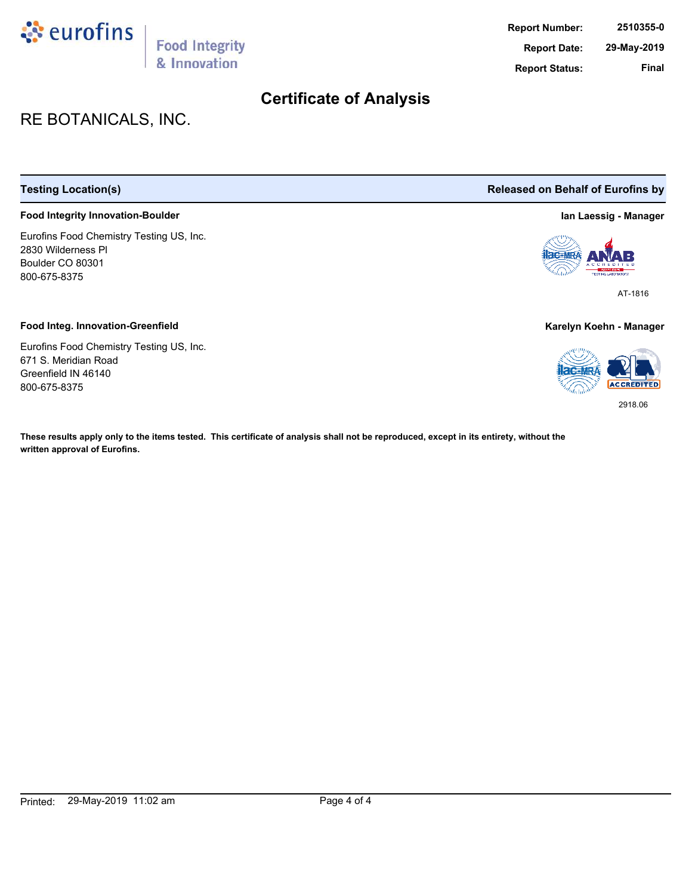| | |
|---|---|
| **Report Number:** | **2510355-0** |
| **Report Date:** | **29-May-2019** |
| **Report Status:** | **Final** |

# Certificate of Analysis

RE BOTANICALS, INC.

| Testing Location(s) | Released on Behalf of Eurofins by |
|---|---|
| **Food Integrity Innovation-Boulder** | **Ian Laessig - Manager** |
| Eurofins Food Chemistry Testing US, Inc.<br>2830 Wilderness Pl<br>Boulder CO 80301<br>800-675-8375 | AT-1816 |
| **Food Integ. Innovation-Greenfield** | **Karelyn Koehn - Manager** |
| Eurofins Food Chemistry Testing US, Inc.<br>671 S. Meridian Road<br>Greenfield IN 46140<br>800-675-8375 | 2918.06 |

**These results apply only to the items tested. This certificate of analysis shall not be reproduced, except in its entirety, without the written approval of Eurofins.**

Printed: 29-May-2019 11:02 am